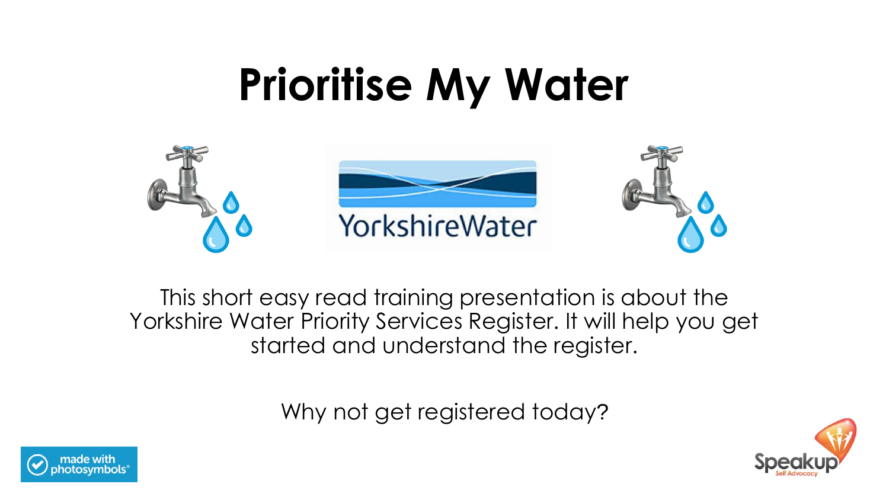# Prioritise My Water

This short easy read training presentation is about the Yorkshire Water Priority Services Register. It will help you get started and understand the register.

Why not get registered today?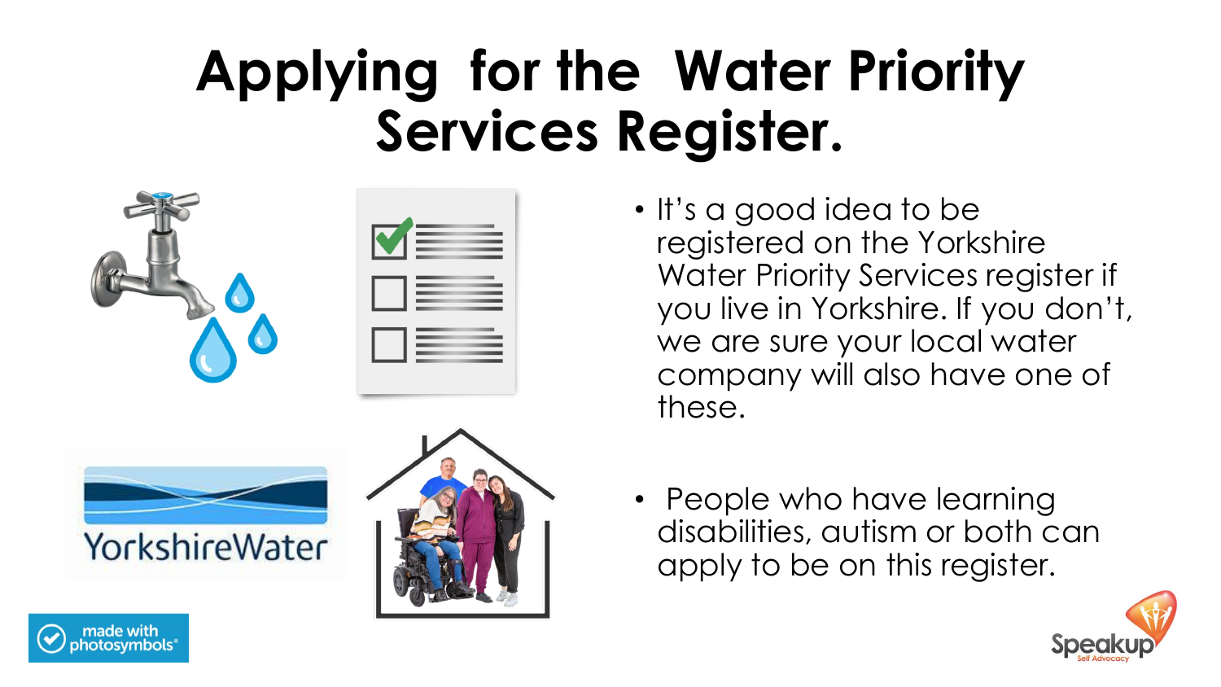# Applying for the Water Priority Services Register.

- It's a good idea to be registered on the Yorkshire Water Priority Services register if you live in Yorkshire. If you don't, we are sure your local water company will also have one of these.

- People who have learning disabilities, autism or both can apply to be on this register.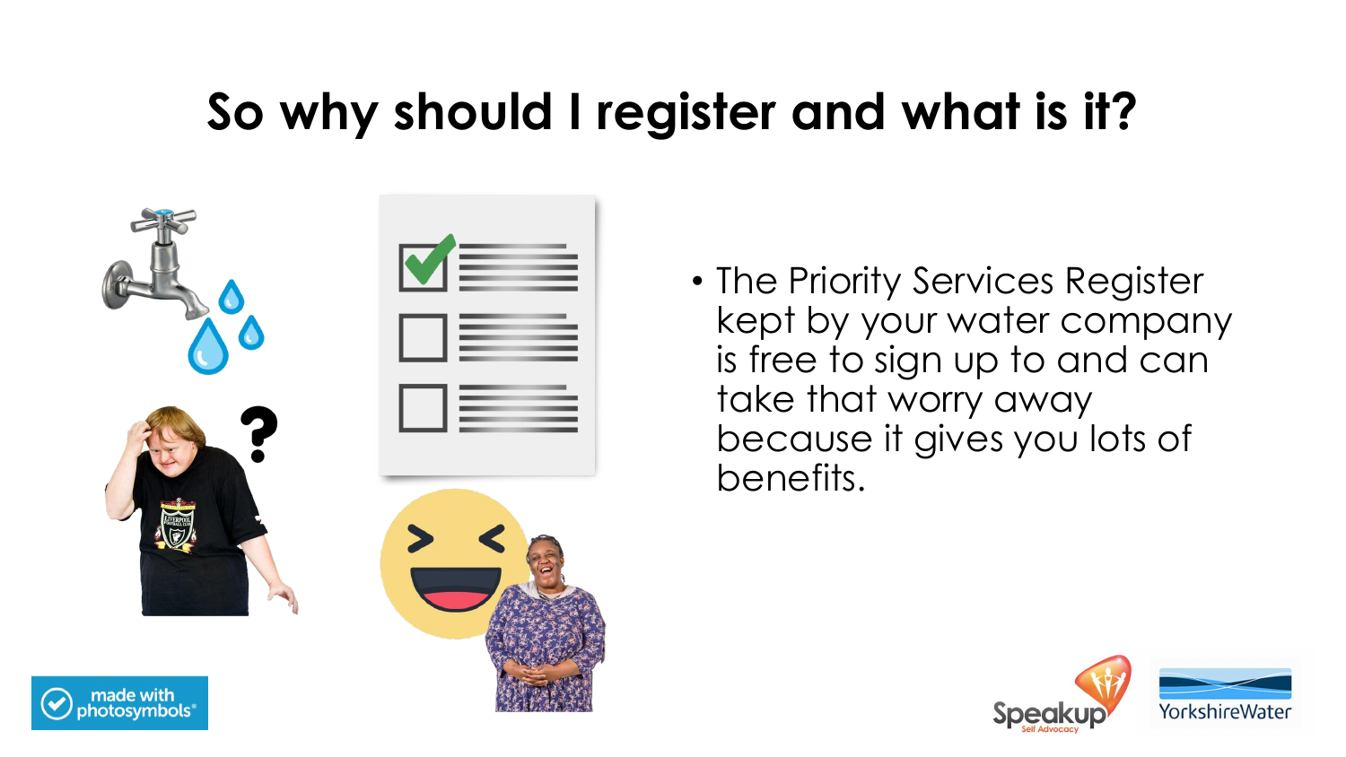# So why should I register and what is it?

- The Priority Services Register kept by your water company is free to sign up to and can take that worry away because it gives you lots of benefits.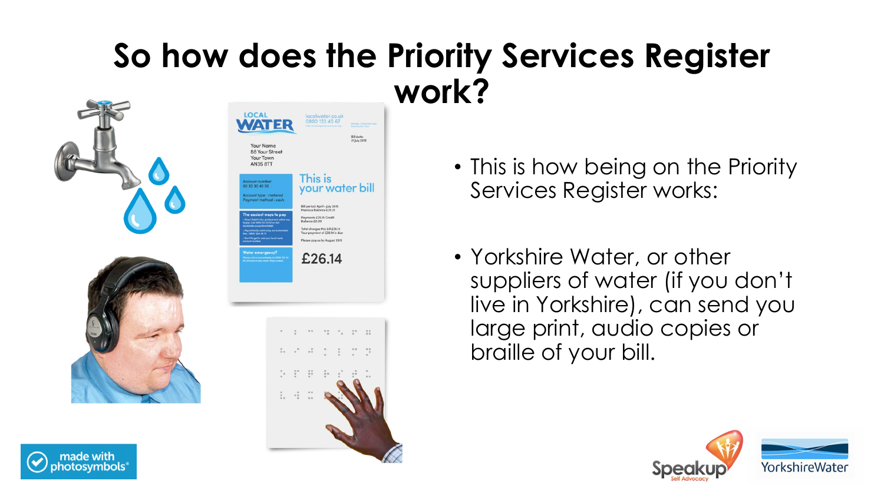# So how does the Priority Services Register work?

- This is how being on the Priority Services Register works:
- Yorkshire Water, or other suppliers of water (if you don't live in Yorkshire), can send you large print, audio copies or braille of your bill.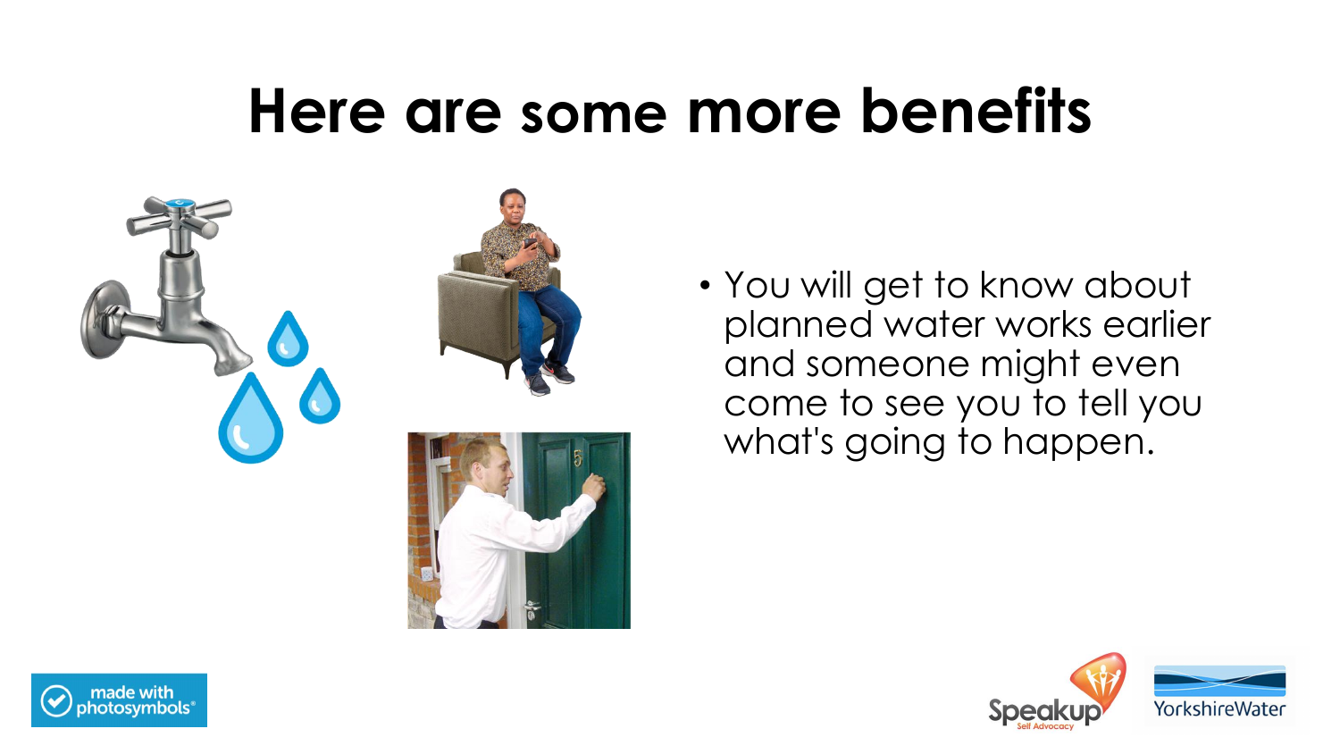# Here are some more benefits

- You will get to know about planned water works earlier and someone might even come to see you to tell you what's going to happen.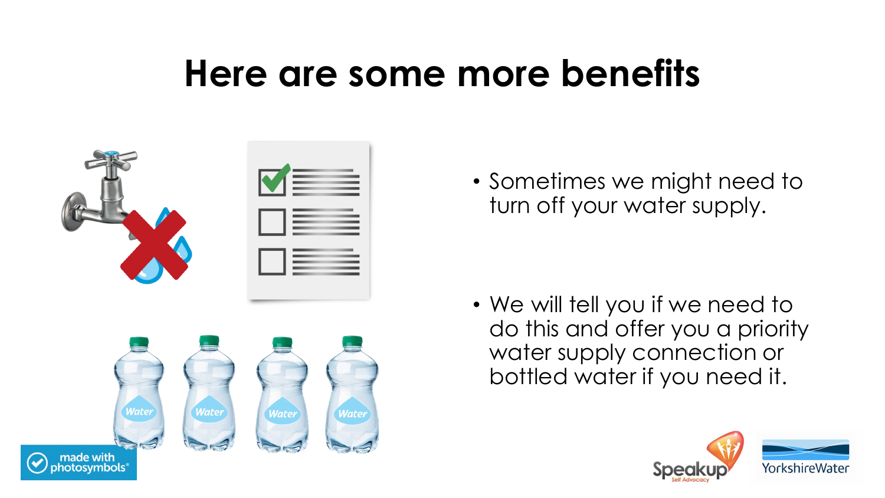# Here are some more benefits

- Sometimes we might need to turn off your water supply.
- We will tell you if we need to do this and offer you a priority water supply connection or bottled water if you need it.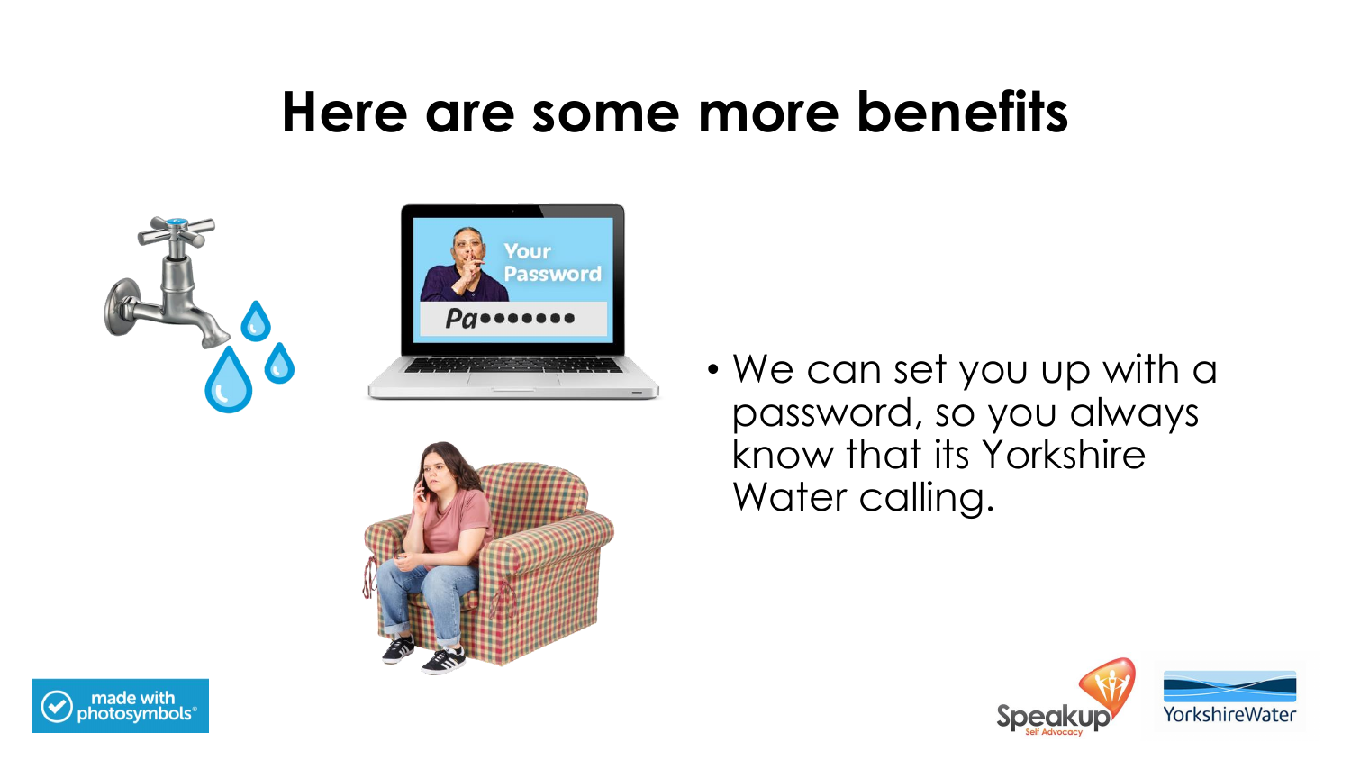# Here are some more benefits

- We can set you up with a password, so you always know that its Yorkshire Water calling.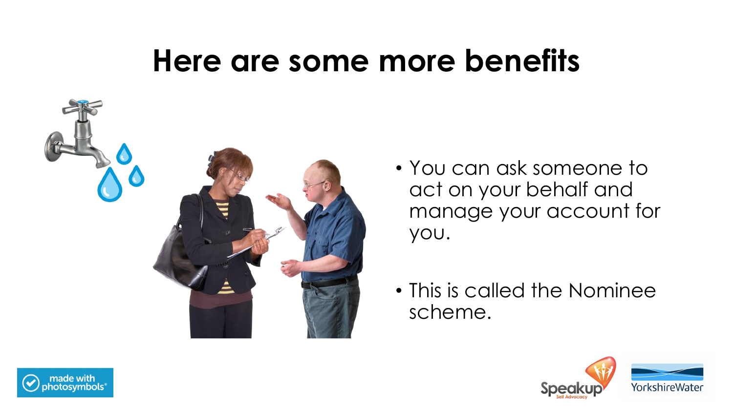# Here are some more benefits

- You can ask someone to act on your behalf and manage your account for you.
- This is called the Nominee scheme.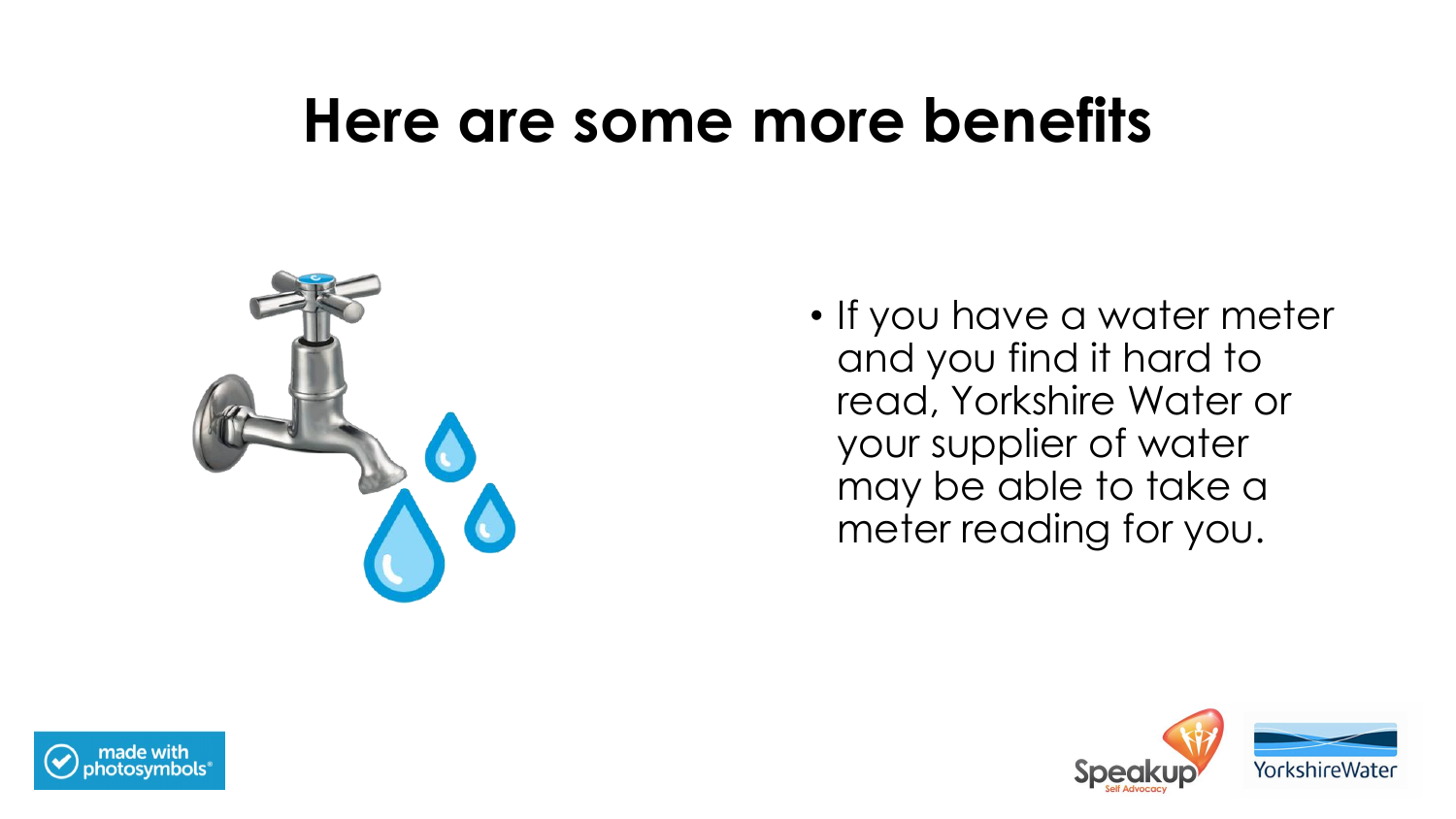# Here are some more benefits

- If you have a water meter and you find it hard to read, Yorkshire Water or your supplier of water may be able to take a meter reading for you.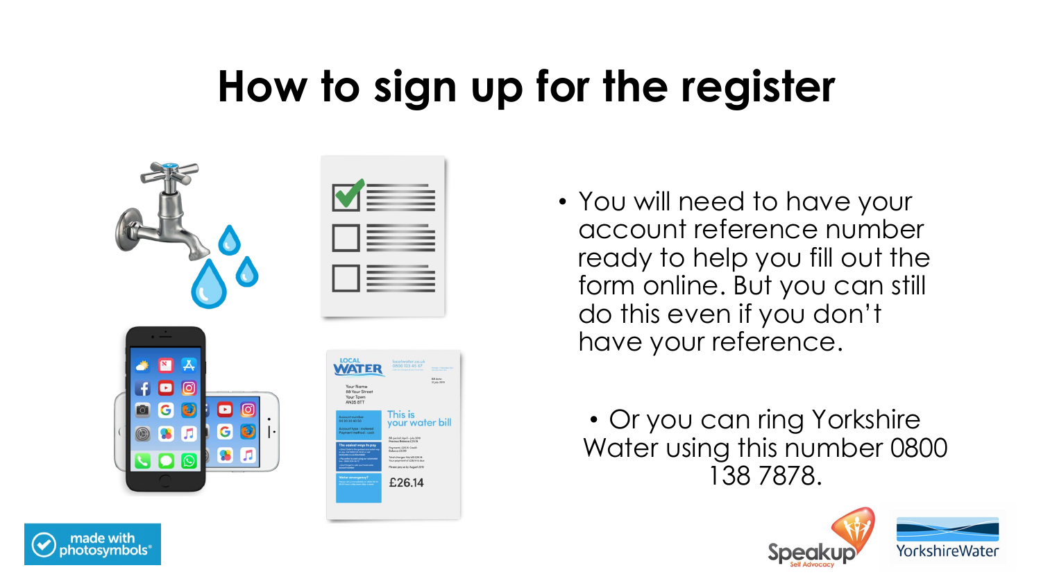# How to sign up for the register

- You will need to have your account reference number ready to help you fill out the form online. But you can still do this even if you don't have your reference.

- Or you can ring Yorkshire Water using this number 0800 138 7878.